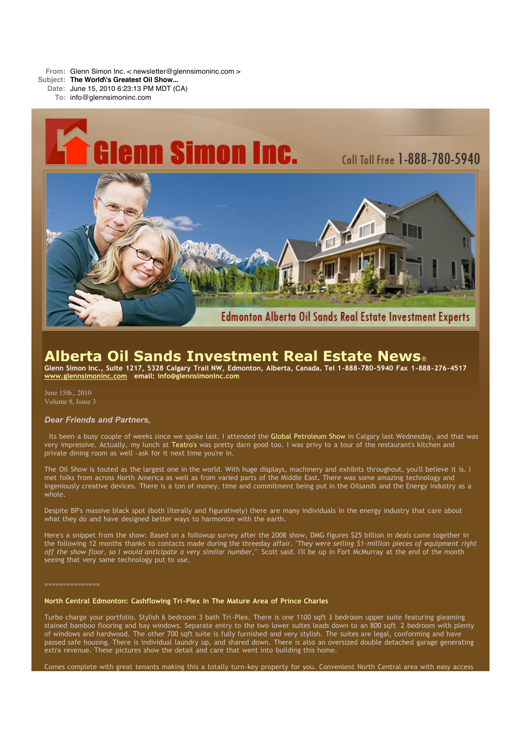**From:** Glenn Simon Inc. < newsletter@glennsimoninc.com >
**Subject:** **The World\'s Greatest Oil Show...**
**Date:** June 15, 2010 6:23:13 PM MDT (CA)
**To:** info@glennsimoninc.com

Glenn Simon Inc. Call Toll Free 1-888-780-5940

Edmonton Alberta Oil Sands Real Estate Investment Experts

# Alberta Oil Sands Investment Real Estate News®

**Glenn Simon Inc., Suite 1217, 5328 Calgary Trail NW, Edmonton, Alberta, Canada. Tel 1-888-780-5940 Fax 1-888-276-4517**
**www.glennsimoninc.com email: info@glennsimoninc.com**

June 15th., 2010
Volume 8, Issue 3

***Dear Friends and Partners,***

Its been a busy couple of weeks since we spoke last. I attended the Global Petroleum Show in Calgary last Wednesday, and that was very impressive. Actually, my lunch at Teatro's was pretty darn good too. I was privy to a tour of the restaurant's kitchen and private dining room as well -ask for it next time you're in.

The Oil Show is touted as the largest one in the world. With huge displays, machinery and exhibits throughout, you'll believe it is. I met folks from across North America as well as from varied parts of the Middle East. There was some amazing technology and ingeniously creative devices. There is a ton of money, time and commitment being put in the Oilsands and the Energy industry as a whole.

Despite BP's massive black spot (both literally and figuratively) there are many individuals in the energy industry that care about what they do and have designed better ways to harmonize with the earth.

Here's a snippet from the show: Based on a followup survey after the 2008 show, DMG figures $25 billion in deals came together in the following 12 months thanks to contacts made during the threeday affair. *"They were selling $1-million pieces of equipment right off the show floor, so I would anticipate a very similar number,"* Scott said. I'll be up in Fort McMurray at the end of the month seeing that very same technology put to use.

===============

**North Central Edmonton: Cashflowing Tri-Plex In The Mature Area of Prince Charles**

Turbo charge your portfolio. Stylish 6 bedroom 3 bath Tri-Plex. There is one 1100 sqft 3 bedroom upper suite featuring gleaming stained bamboo flooring and bay windows. Separate entry to the two lower suites leads down to an 800 sqft 2 bedroom with plenty of windows and hardwood. The other 700 sqft suite is fully furnished and very stylish. The suites are legal, conforming and have passed safe housing. There is individual laundry up, and shared down. There is also an oversized double detached garage generating extra revenue. These pictures show the detail and care that went into building this home.

Comes complete with great tenants making this a totally turn-key property for you. Convenient North Central area with easy access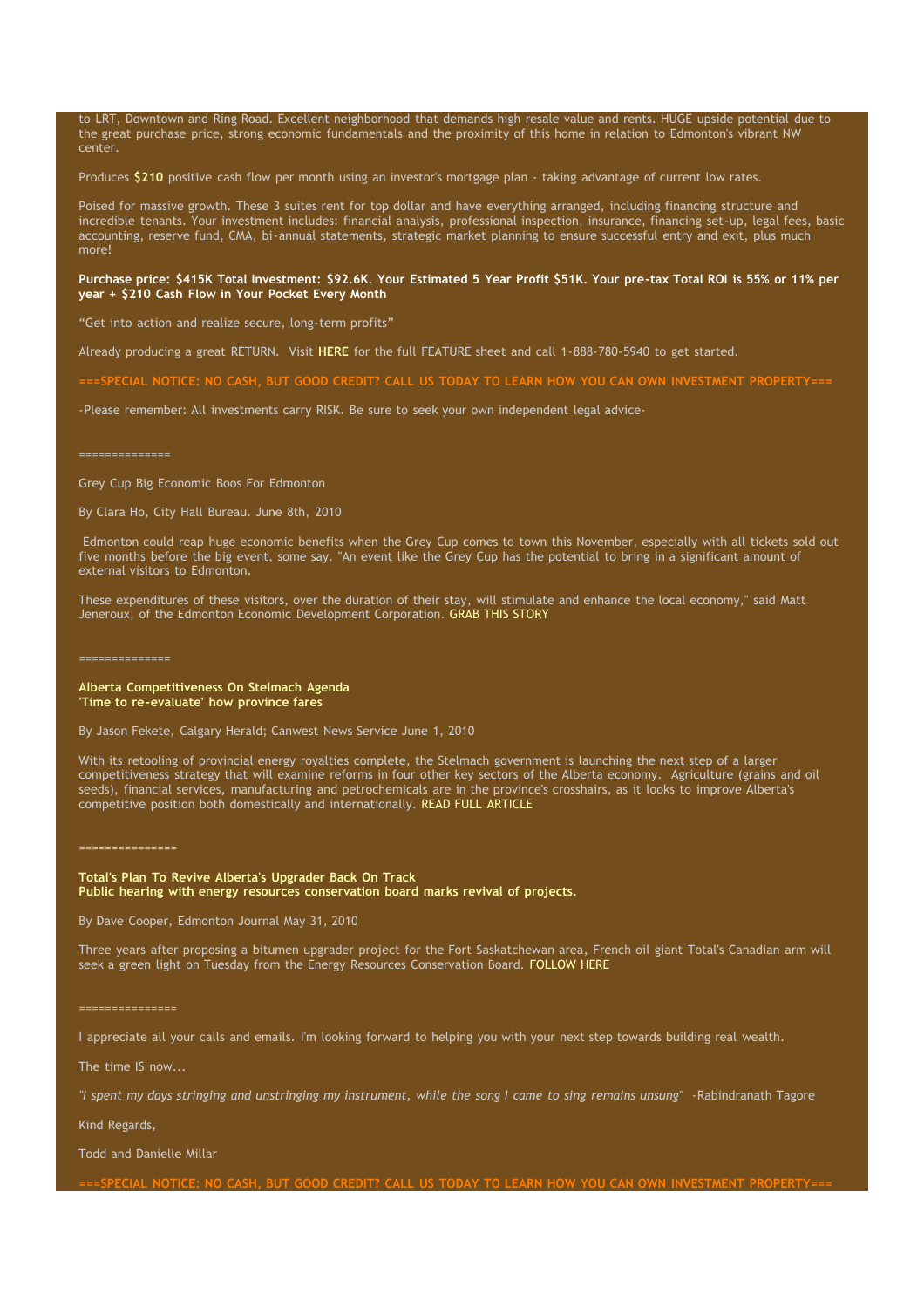to LRT, Downtown and Ring Road. Excellent neighborhood that demands high resale value and rents. HUGE upside potential due to the great purchase price, strong economic fundamentals and the proximity of this home in relation to Edmonton's vibrant NW center.

Produces **$210** positive cash flow per month using an investor's mortgage plan - taking advantage of current low rates.

Poised for massive growth. These 3 suites rent for top dollar and have everything arranged, including financing structure and incredible tenants. Your investment includes: financial analysis, professional inspection, insurance, financing set-up, legal fees, basic accounting, reserve fund, CMA, bi-annual statements, strategic market planning to ensure successful entry and exit, plus much more!

**Purchase price: $415K Total Investment: $92.6K. Your Estimated 5 Year Profit $51K. Your pre-tax Total ROI is 55% or 11% per year + $210 Cash Flow in Your Pocket Every Month**

"Get into action and realize secure, long-term profits"

Already producing a great RETURN. Visit **HERE** for the full FEATURE sheet and call 1-888-780-5940 to get started.

**===SPECIAL NOTICE: NO CASH, BUT GOOD CREDIT? CALL US TODAY TO LEARN HOW YOU CAN OWN INVESTMENT PROPERTY===**

-Please remember: All investments carry RISK. Be sure to seek your own independent legal advice-

==============

Grey Cup Big Economic Boos For Edmonton

By Clara Ho, City Hall Bureau. June 8th, 2010

Edmonton could reap huge economic benefits when the Grey Cup comes to town this November, especially with all tickets sold out five months before the big event, some say. "An event like the Grey Cup has the potential to bring in a significant amount of external visitors to Edmonton.

These expenditures of these visitors, over the duration of their stay, will stimulate and enhance the local economy," said Matt Jeneroux, of the Edmonton Economic Development Corporation. GRAB THIS STORY

==============

**Alberta Competitiveness On Stelmach Agenda**
**'Time to re-evaluate' how province fares**

By Jason Fekete, Calgary Herald; Canwest News Service June 1, 2010

With its retooling of provincial energy royalties complete, the Stelmach government is launching the next step of a larger competitiveness strategy that will examine reforms in four other key sectors of the Alberta economy. Agriculture (grains and oil seeds), financial services, manufacturing and petrochemicals are in the province's crosshairs, as it looks to improve Alberta's competitive position both domestically and internationally. READ FULL ARTICLE

===============

**Total's Plan To Revive Alberta's Upgrader Back On Track**
**Public hearing with energy resources conservation board marks revival of projects.**

By Dave Cooper, Edmonton Journal May 31, 2010

Three years after proposing a bitumen upgrader project for the Fort Saskatchewan area, French oil giant Total's Canadian arm will seek a green light on Tuesday from the Energy Resources Conservation Board. FOLLOW HERE

===============

I appreciate all your calls and emails. I'm looking forward to helping you with your next step towards building real wealth.

The time IS now...

*"I spent my days stringing and unstringing my instrument, while the song I came to sing remains unsung"* -Rabindranath Tagore

Kind Regards,

Todd and Danielle Millar

**===SPECIAL NOTICE: NO CASH, BUT GOOD CREDIT? CALL US TODAY TO LEARN HOW YOU CAN OWN INVESTMENT PROPERTY===**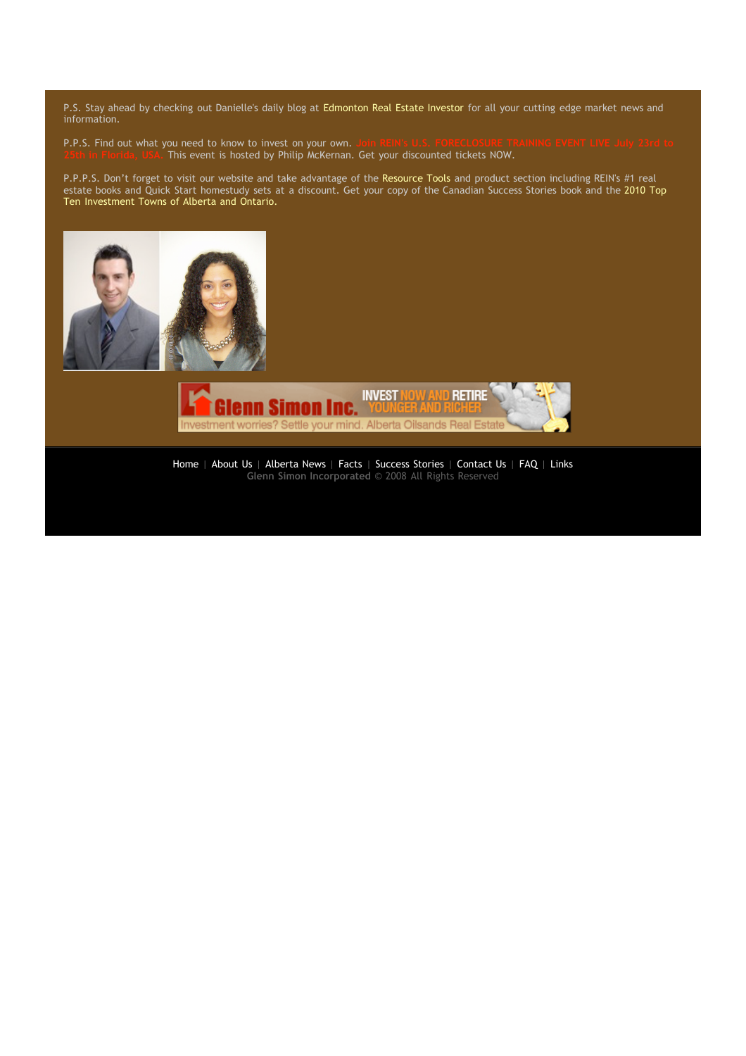P.S. Stay ahead by checking out Danielle's daily blog at Edmonton Real Estate Investor for all your cutting edge market news and information.

P.P.S. Find out what you need to know to invest on your own. Join REIN's U.S. FORECLOSURE TRAINING EVENT LIVE July 23rd to 25th in Florida, USA. This event is hosted by Philip McKernan. Get your discounted tickets NOW.

P.P.P.S. Don't forget to visit our website and take advantage of the Resource Tools and product section including REIN's #1 real estate books and Quick Start homestudy sets at a discount. Get your copy of the Canadian Success Stories book and the 2010 Top Ten Investment Towns of Alberta and Ontario.

Home | About Us | Alberta News | Facts | Success Stories | Contact Us | FAQ | Links

**Glenn Simon Incorporated** © 2008 All Rights Reserved